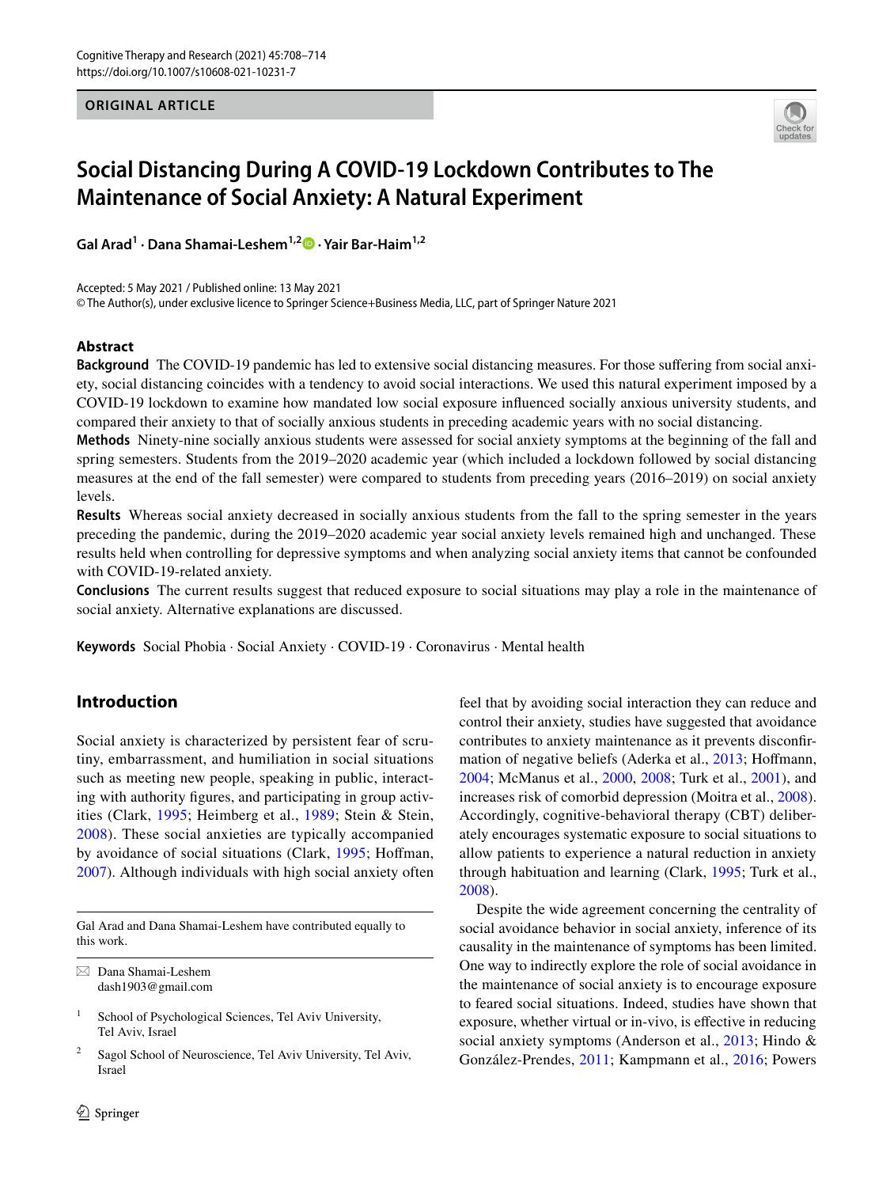ORIGINAL ARTICLE

# Social Distancing During A COVID-19 Lockdown Contributes to The Maintenance of Social Anxiety: A Natural Experiment

**Gal Arad[1] · Dana Shamai-Leshem[1,2] · Yair Bar-Haim[1,2]**

Accepted: 5 May 2021 / Published online: 13 May 2021
© The Author(s), under exclusive licence to Springer Science+Business Media, LLC, part of Springer Nature 2021

## Abstract

**Background** The COVID-19 pandemic has led to extensive social distancing measures. For those suffering from social anxiety, social distancing coincides with a tendency to avoid social interactions. We used this natural experiment imposed by a COVID-19 lockdown to examine how mandated low social exposure influenced socially anxious university students, and compared their anxiety to that of socially anxious students in preceding academic years with no social distancing.

**Methods** Ninety-nine socially anxious students were assessed for social anxiety symptoms at the beginning of the fall and spring semesters. Students from the 2019–2020 academic year (which included a lockdown followed by social distancing measures at the end of the fall semester) were compared to students from preceding years (2016–2019) on social anxiety levels.

**Results** Whereas social anxiety decreased in socially anxious students from the fall to the spring semester in the years preceding the pandemic, during the 2019–2020 academic year social anxiety levels remained high and unchanged. These results held when controlling for depressive symptoms and when analyzing social anxiety items that cannot be confounded with COVID-19-related anxiety.

**Conclusions** The current results suggest that reduced exposure to social situations may play a role in the maintenance of social anxiety. Alternative explanations are discussed.

**Keywords** Social Phobia · Social Anxiety · COVID-19 · Coronavirus · Mental health

## Introduction

Social anxiety is characterized by persistent fear of scrutiny, embarrassment, and humiliation in social situations such as meeting new people, speaking in public, interacting with authority figures, and participating in group activities (Clark, 1995; Heimberg et al., 1989; Stein & Stein, 2008). These social anxieties are typically accompanied by avoidance of social situations (Clark, 1995; Hoffman, 2007). Although individuals with high social anxiety often feel that by avoiding social interaction they can reduce and control their anxiety, studies have suggested that avoidance contributes to anxiety maintenance as it prevents disconfirmation of negative beliefs (Aderka et al., 2013; Hoffmann, 2004; McManus et al., 2000, 2008; Turk et al., 2001), and increases risk of comorbid depression (Moitra et al., 2008). Accordingly, cognitive-behavioral therapy (CBT) deliberately encourages systematic exposure to social situations to allow patients to experience a natural reduction in anxiety through habituation and learning (Clark, 1995; Turk et al., 2008).

Despite the wide agreement concerning the centrality of social avoidance behavior in social anxiety, inference of its causality in the maintenance of symptoms has been limited. One way to indirectly explore the role of social avoidance in the maintenance of social anxiety is to encourage exposure to feared social situations. Indeed, studies have shown that exposure, whether virtual or in-vivo, is effective in reducing social anxiety symptoms (Anderson et al., 2013; Hindo & González-Prendes, 2011; Kampmann et al., 2016; Powers

---

Gal Arad and Dana Shamai-Leshem have contributed equally to this work.

✉ Dana Shamai-Leshem
dash1903@gmail.com

[1] School of Psychological Sciences, Tel Aviv University, Tel Aviv, Israel

[2] Sagol School of Neuroscience, Tel Aviv University, Tel Aviv, Israel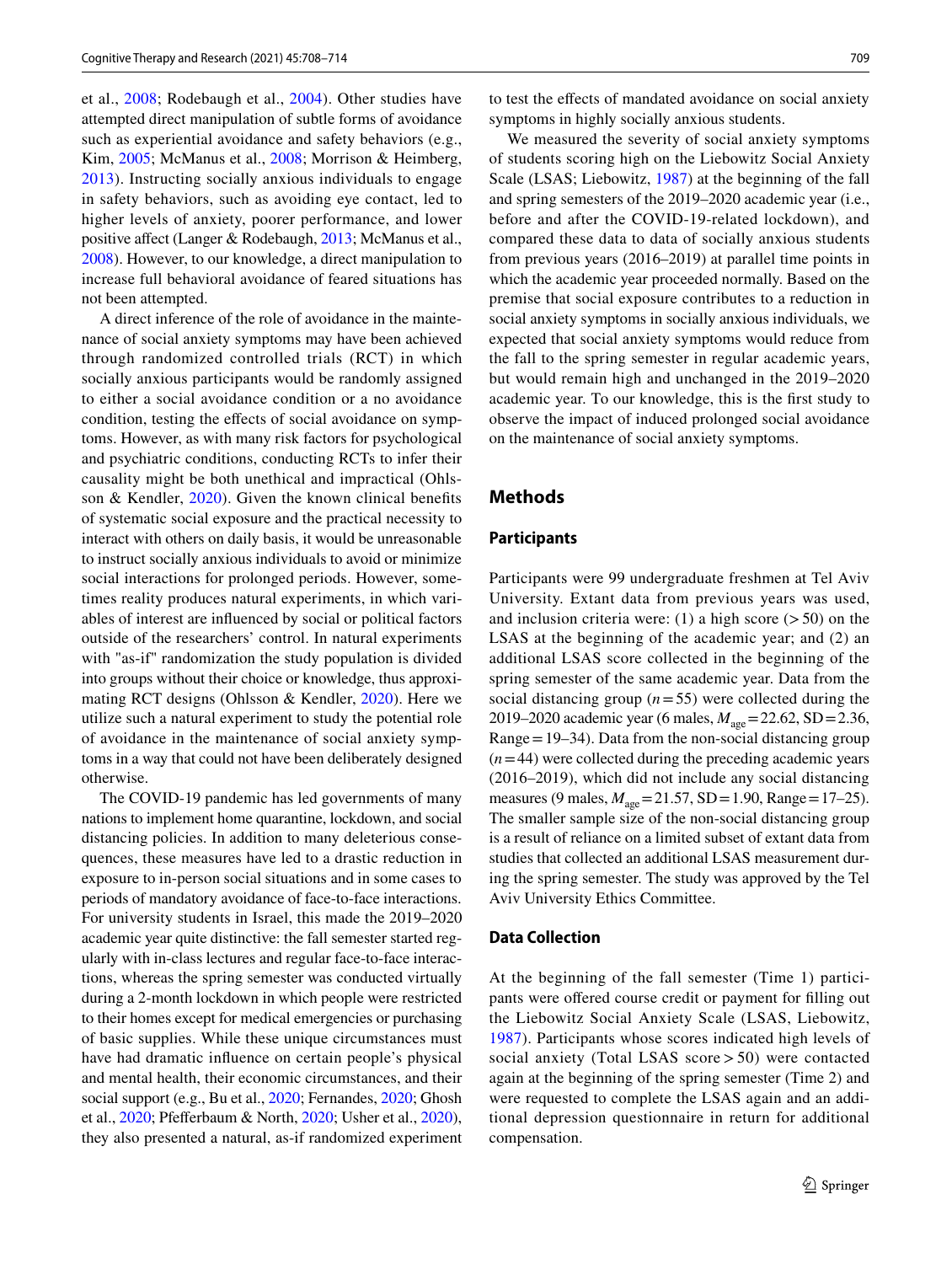et al., 2008; Rodebaugh et al., 2004). Other studies have attempted direct manipulation of subtle forms of avoidance such as experiential avoidance and safety behaviors (e.g., Kim, 2005; McManus et al., 2008; Morrison & Heimberg, 2013). Instructing socially anxious individuals to engage in safety behaviors, such as avoiding eye contact, led to higher levels of anxiety, poorer performance, and lower positive affect (Langer & Rodebaugh, 2013; McManus et al., 2008). However, to our knowledge, a direct manipulation to increase full behavioral avoidance of feared situations has not been attempted.

A direct inference of the role of avoidance in the maintenance of social anxiety symptoms may have been achieved through randomized controlled trials (RCT) in which socially anxious participants would be randomly assigned to either a social avoidance condition or a no avoidance condition, testing the effects of social avoidance on symptoms. However, as with many risk factors for psychological and psychiatric conditions, conducting RCTs to infer their causality might be both unethical and impractical (Ohlsson & Kendler, 2020). Given the known clinical benefits of systematic social exposure and the practical necessity to interact with others on daily basis, it would be unreasonable to instruct socially anxious individuals to avoid or minimize social interactions for prolonged periods. However, sometimes reality produces natural experiments, in which variables of interest are influenced by social or political factors outside of the researchers' control. In natural experiments with "as-if" randomization the study population is divided into groups without their choice or knowledge, thus approximating RCT designs (Ohlsson & Kendler, 2020). Here we utilize such a natural experiment to study the potential role of avoidance in the maintenance of social anxiety symptoms in a way that could not have been deliberately designed otherwise.

The COVID-19 pandemic has led governments of many nations to implement home quarantine, lockdown, and social distancing policies. In addition to many deleterious consequences, these measures have led to a drastic reduction in exposure to in-person social situations and in some cases to periods of mandatory avoidance of face-to-face interactions. For university students in Israel, this made the 2019–2020 academic year quite distinctive: the fall semester started regularly with in-class lectures and regular face-to-face interactions, whereas the spring semester was conducted virtually during a 2-month lockdown in which people were restricted to their homes except for medical emergencies or purchasing of basic supplies. While these unique circumstances must have had dramatic influence on certain people's physical and mental health, their economic circumstances, and their social support (e.g., Bu et al., 2020; Fernandes, 2020; Ghosh et al., 2020; Pfefferbaum & North, 2020; Usher et al., 2020), they also presented a natural, as-if randomized experiment to test the effects of mandated avoidance on social anxiety symptoms in highly socially anxious students.

We measured the severity of social anxiety symptoms of students scoring high on the Liebowitz Social Anxiety Scale (LSAS; Liebowitz, 1987) at the beginning of the fall and spring semesters of the 2019–2020 academic year (i.e., before and after the COVID-19-related lockdown), and compared these data to data of socially anxious students from previous years (2016–2019) at parallel time points in which the academic year proceeded normally. Based on the premise that social exposure contributes to a reduction in social anxiety symptoms in socially anxious individuals, we expected that social anxiety symptoms would reduce from the fall to the spring semester in regular academic years, but would remain high and unchanged in the 2019–2020 academic year. To our knowledge, this is the first study to observe the impact of induced prolonged social avoidance on the maintenance of social anxiety symptoms.

## Methods

### Participants

Participants were 99 undergraduate freshmen at Tel Aviv University. Extant data from previous years was used, and inclusion criteria were: (1) a high score (> 50) on the LSAS at the beginning of the academic year; and (2) an additional LSAS score collected in the beginning of the spring semester of the same academic year. Data from the social distancing group ($n = 55$) were collected during the 2019–2020 academic year (6 males, $M_{age} = 22.62$, SD = 2.36, Range = 19–34). Data from the non-social distancing group ($n = 44$) were collected during the preceding academic years (2016–2019), which did not include any social distancing measures (9 males, $M_{age} = 21.57$, SD = 1.90, Range = 17–25). The smaller sample size of the non-social distancing group is a result of reliance on a limited subset of extant data from studies that collected an additional LSAS measurement during the spring semester. The study was approved by the Tel Aviv University Ethics Committee.

### Data Collection

At the beginning of the fall semester (Time 1) participants were offered course credit or payment for filling out the Liebowitz Social Anxiety Scale (LSAS, Liebowitz, 1987). Participants whose scores indicated high levels of social anxiety (Total LSAS score > 50) were contacted again at the beginning of the spring semester (Time 2) and were requested to complete the LSAS again and an additional depression questionnaire in return for additional compensation.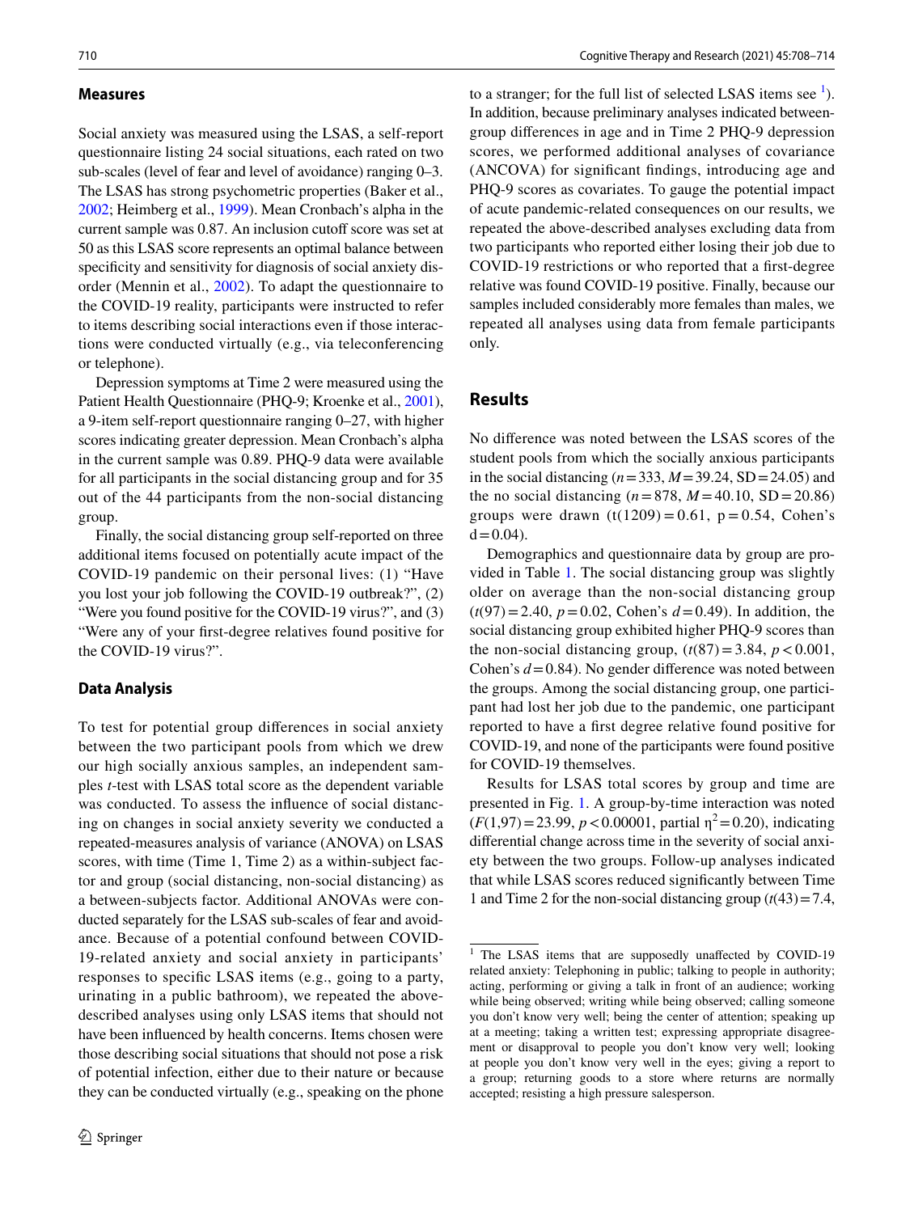### Measures

Social anxiety was measured using the LSAS, a self-report questionnaire listing 24 social situations, each rated on two sub-scales (level of fear and level of avoidance) ranging 0–3. The LSAS has strong psychometric properties (Baker et al., 2002; Heimberg et al., 1999). Mean Cronbach's alpha in the current sample was 0.87. An inclusion cutoff score was set at 50 as this LSAS score represents an optimal balance between specificity and sensitivity for diagnosis of social anxiety disorder (Mennin et al., 2002). To adapt the questionnaire to the COVID-19 reality, participants were instructed to refer to items describing social interactions even if those interactions were conducted virtually (e.g., via teleconferencing or telephone).

Depression symptoms at Time 2 were measured using the Patient Health Questionnaire (PHQ-9; Kroenke et al., 2001), a 9-item self-report questionnaire ranging 0–27, with higher scores indicating greater depression. Mean Cronbach's alpha in the current sample was 0.89. PHQ-9 data were available for all participants in the social distancing group and for 35 out of the 44 participants from the non-social distancing group.

Finally, the social distancing group self-reported on three additional items focused on potentially acute impact of the COVID-19 pandemic on their personal lives: (1) "Have you lost your job following the COVID-19 outbreak?", (2) "Were you found positive for the COVID-19 virus?", and (3) "Were any of your first-degree relatives found positive for the COVID-19 virus?".

### Data Analysis

To test for potential group differences in social anxiety between the two participant pools from which we drew our high socially anxious samples, an independent samples *t*-test with LSAS total score as the dependent variable was conducted. To assess the influence of social distancing on changes in social anxiety severity we conducted a repeated-measures analysis of variance (ANOVA) on LSAS scores, with time (Time 1, Time 2) as a within-subject factor and group (social distancing, non-social distancing) as a between-subjects factor. Additional ANOVAs were conducted separately for the LSAS sub-scales of fear and avoidance. Because of a potential confound between COVID-19-related anxiety and social anxiety in participants' responses to specific LSAS items (e.g., going to a party, urinating in a public bathroom), we repeated the above-described analyses using only LSAS items that should not have been influenced by health concerns. Items chosen were those describing social situations that should not pose a risk of potential infection, either due to their nature or because they can be conducted virtually (e.g., speaking on the phone to a stranger; for the full list of selected LSAS items see [1]). In addition, because preliminary analyses indicated between-group differences in age and in Time 2 PHQ-9 depression scores, we performed additional analyses of covariance (ANCOVA) for significant findings, introducing age and PHQ-9 scores as covariates. To gauge the potential impact of acute pandemic-related consequences on our results, we repeated the above-described analyses excluding data from two participants who reported either losing their job due to COVID-19 restrictions or who reported that a first-degree relative was found COVID-19 positive. Finally, because our samples included considerably more females than males, we repeated all analyses using data from female participants only.

## Results

No difference was noted between the LSAS scores of the student pools from which the socially anxious participants in the social distancing ($n = 333$, $M = 39.24$, $SD = 24.05$) and the no social distancing ($n = 878$, $M = 40.10$, $SD = 20.86$) groups were drawn ($t(1209) = 0.61$, $p = 0.54$, Cohen's $d = 0.04$).

Demographics and questionnaire data by group are provided in Table 1. The social distancing group was slightly older on average than the non-social distancing group ($t(97) = 2.40$, $p = 0.02$, Cohen's $d = 0.49$). In addition, the social distancing group exhibited higher PHQ-9 scores than the non-social distancing group, ($t(87) = 3.84$, $p < 0.001$, Cohen's $d = 0.84$). No gender difference was noted between the groups. Among the social distancing group, one participant had lost her job due to the pandemic, one participant reported to have a first degree relative found positive for COVID-19, and none of the participants were found positive for COVID-19 themselves.

Results for LSAS total scores by group and time are presented in Fig. 1. A group-by-time interaction was noted ($F(1,97) = 23.99$, $p < 0.00001$, partial $\eta^2 = 0.20$), indicating differential change across time in the severity of social anxiety between the two groups. Follow-up analyses indicated that while LSAS scores reduced significantly between Time 1 and Time 2 for the non-social distancing group ($t(43) = 7.4$,

[1] The LSAS items that are supposedly unaffected by COVID-19 related anxiety: Telephoning in public; talking to people in authority; acting, performing or giving a talk in front of an audience; working while being observed; writing while being observed; calling someone you don't know very well; being the center of attention; speaking up at a meeting; taking a written test; expressing appropriate disagreement or disapproval to people you don't know very well; looking at people you don't know very well in the eyes; giving a report to a group; returning goods to a store where returns are normally accepted; resisting a high pressure salesperson.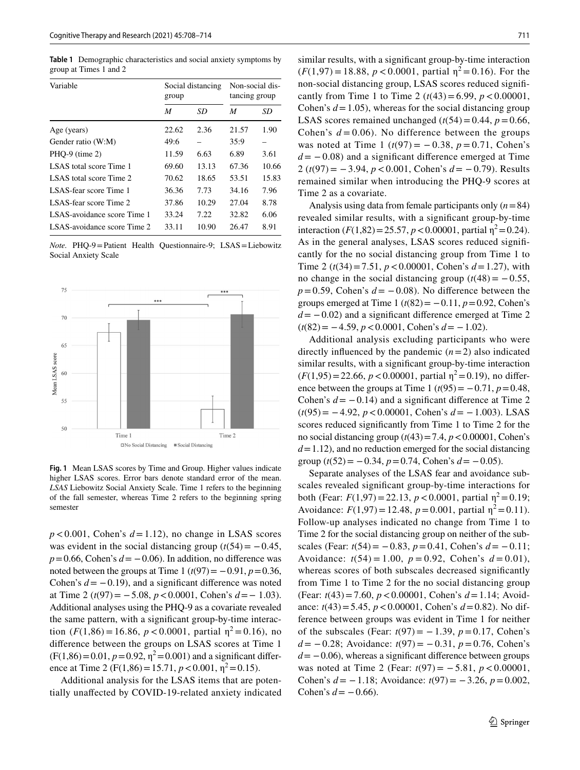**Table 1** Demographic characteristics and social anxiety symptoms by group at Times 1 and 2

| Variable | Social distancing group | | Non-social distancing group | |
|---|---|---|---|---|
| | *M* | *SD* | *M* | *SD* |
| Age (years) | 22.62 | 2.36 | 21.57 | 1.90 |
| Gender ratio (W:M) | 49:6 | – | 35:9 | – |
| PHQ-9 (time 2) | 11.59 | 6.63 | 6.89 | 3.61 |
| LSAS total score Time 1 | 69.60 | 13.13 | 67.36 | 10.66 |
| LSAS total score Time 2 | 70.62 | 18.65 | 53.51 | 15.83 |
| LSAS-fear score Time 1 | 36.36 | 7.73 | 34.16 | 7.96 |
| LSAS-fear score Time 2 | 37.86 | 10.29 | 27.04 | 8.78 |
| LSAS-avoidance score Time 1 | 33.24 | 7.22 | 32.82 | 6.06 |
| LSAS-avoidance score Time 2 | 33.11 | 10.90 | 26.47 | 8.91 |

*Note*. PHQ-9 = Patient Health Questionnaire-9; LSAS = Liebowitz Social Anxiety Scale

**Fig. 1** Mean LSAS scores by Time and Group. Higher values indicate higher LSAS scores. Error bars denote standard error of the mean. *LSAS* Liebowitz Social Anxiety Scale. Time 1 refers to the beginning of the fall semester, whereas Time 2 refers to the beginning spring semester

$p < 0.001$, Cohen's $d = 1.12$), no change in LSAS scores was evident in the social distancing group ($t(54) = -0.45$, $p = 0.66$, Cohen's $d = -0.06$). In addition, no difference was noted between the groups at Time 1 ($t(97) = -0.91$, $p = 0.36$, Cohen's $d = -0.19$), and a significant difference was noted at Time 2 ($t(97) = -5.08$, $p < 0.0001$, Cohen's $d = -1.03$). Additional analyses using the PHQ-9 as a covariate revealed the same pattern, with a significant group-by-time interaction ($F(1,86) = 16.86$, $p < 0.0001$, partial $\eta^2 = 0.16$), no difference between the groups on LSAS scores at Time 1 ($F(1,86) = 0.01$, $p = 0.92$, $\eta^2 = 0.001$) and a significant difference at Time 2 ($F(1,86) = 15.71$, $p < 0.001$, $\eta^2 = 0.15$).

Additional analysis for the LSAS items that are potentially unaffected by COVID-19-related anxiety indicated similar results, with a significant group-by-time interaction ($F(1,97) = 18.88$, $p < 0.0001$, partial $\eta^2 = 0.16$). For the non-social distancing group, LSAS scores reduced significantly from Time 1 to Time 2 ($t(43) = 6.99$, $p < 0.00001$, Cohen's $d = 1.05$), whereas for the social distancing group LSAS scores remained unchanged ($t(54) = 0.44$, $p = 0.66$, Cohen's $d = 0.06$). No difference between the groups was noted at Time 1 ($t(97) = -0.38$, $p = 0.71$, Cohen's $d = -0.08$) and a significant difference emerged at Time 2 ($t(97) = -3.94$, $p < 0.001$, Cohen's $d = -0.79$). Results remained similar when introducing the PHQ-9 scores at Time 2 as a covariate.

Analysis using data from female participants only ($n = 84$) revealed similar results, with a significant group-by-time interaction ($F(1,82) = 25.57$, $p < 0.00001$, partial $\eta^2 = 0.24$). As in the general analyses, LSAS scores reduced significantly for the no social distancing group from Time 1 to Time 2 ($t(34) = 7.51$, $p < 0.00001$, Cohen's $d = 1.27$), with no change in the social distancing group ($t(48) = -0.55$, $p = 0.59$, Cohen's $d = -0.08$). No difference between the groups emerged at Time 1 ($t(82) = -0.11$, $p = 0.92$, Cohen's $d = -0.02$) and a significant difference emerged at Time 2 ($t(82) = -4.59$, $p < 0.0001$, Cohen's $d = -1.02$).

Additional analysis excluding participants who were directly influenced by the pandemic ($n = 2$) also indicated similar results, with a significant group-by-time interaction ($F(1,95) = 22.66$, $p < 0.00001$, partial $\eta^2 = 0.19$), no difference between the groups at Time 1 ($t(95) = -0.71$, $p = 0.48$, Cohen's $d = -0.14$) and a significant difference at Time 2 ($t(95) = -4.92$, $p < 0.00001$, Cohen's $d = -1.003$). LSAS scores reduced significantly from Time 1 to Time 2 for the no social distancing group ($t(43) = 7.4$, $p < 0.00001$, Cohen's $d = 1.12$), and no reduction emerged for the social distancing group ($t(52) = -0.34$, $p = 0.74$, Cohen's $d = -0.05$).

Separate analyses of the LSAS fear and avoidance subscales revealed significant group-by-time interactions for both (Fear: $F(1,97) = 22.13$, $p < 0.0001$, partial $\eta^2 = 0.19$; Avoidance: $F(1,97) = 12.48$, $p = 0.001$, partial $\eta^2 = 0.11$). Follow-up analyses indicated no change from Time 1 to Time 2 for the social distancing group on neither of the subscales (Fear: $t(54) = -0.83$, $p = 0.41$, Cohen's $d = -0.11$; Avoidance: $t(54) = 1.00$, $p = 0.92$, Cohen's $d = 0.01$), whereas scores of both subscales decreased significantly from Time 1 to Time 2 for the no social distancing group (Fear: $t(43) = 7.60$, $p < 0.00001$, Cohen's $d = 1.14$; Avoidance: $t(43) = 5.45$, $p < 0.00001$, Cohen's $d = 0.82$). No difference between groups was evident in Time 1 for neither of the subscales (Fear: $t(97) = -1.39$, $p = 0.17$, Cohen's $d = -0.28$; Avoidance: $t(97) = -0.31$, $p = 0.76$, Cohen's $d = -0.06$), whereas a significant difference between groups was noted at Time 2 (Fear: $t(97) = -5.81$, $p < 0.00001$, Cohen's $d = -1.18$; Avoidance: $t(97) = -3.26$, $p = 0.002$, Cohen's $d = -0.66$).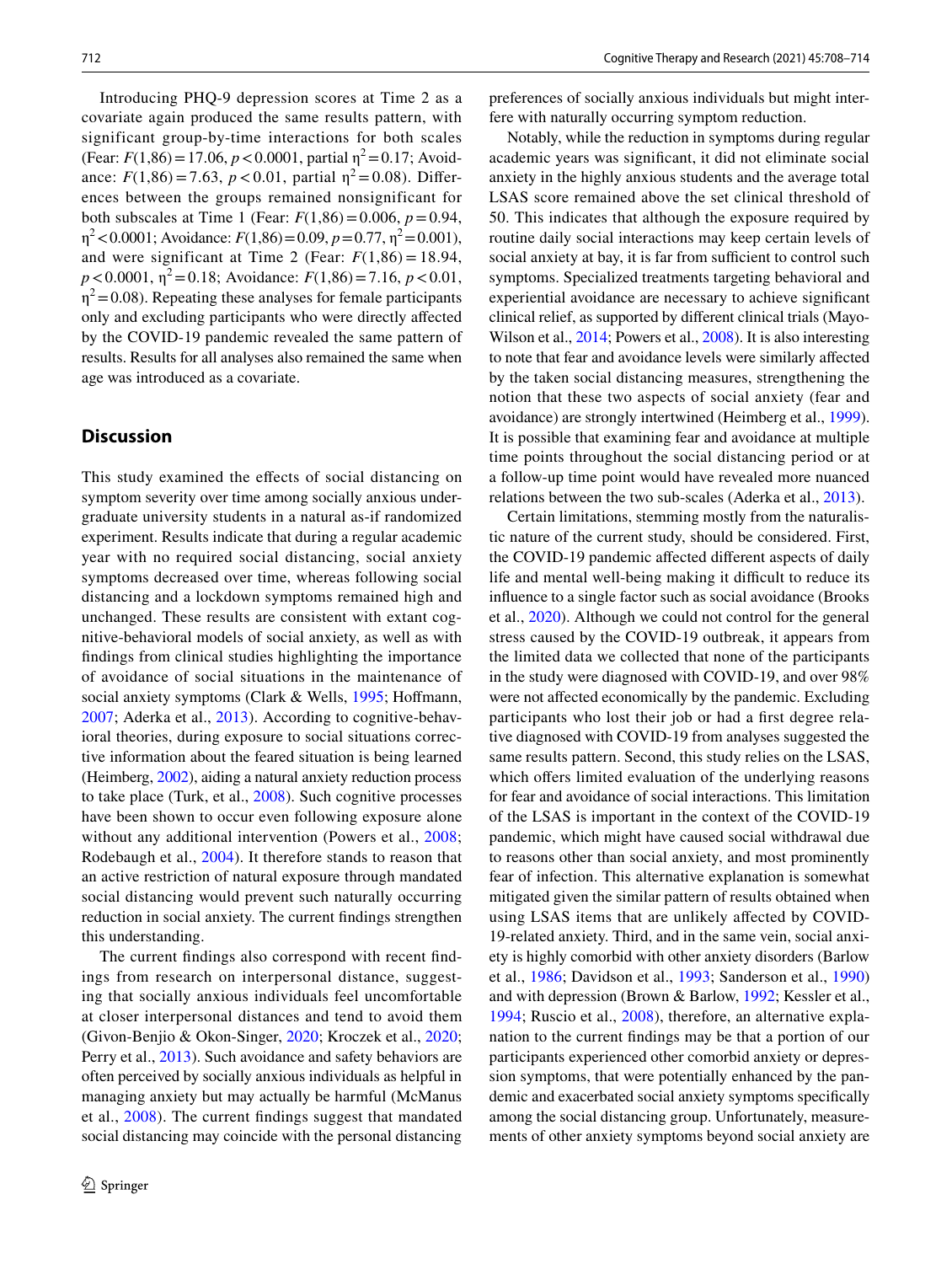Introducing PHQ-9 depression scores at Time 2 as a covariate again produced the same results pattern, with significant group-by-time interactions for both scales (Fear: $F(1,86) = 17.06$, $p < 0.0001$, partial $\eta^2 = 0.17$; Avoidance: $F(1,86) = 7.63$, $p < 0.01$, partial $\eta^2 = 0.08$). Differences between the groups remained nonsignificant for both subscales at Time 1 (Fear: $F(1,86) = 0.006$, $p = 0.94$, $\eta^2 < 0.0001$; Avoidance: $F(1,86) = 0.09$, $p = 0.77$, $\eta^2 = 0.001$), and were significant at Time 2 (Fear: $F(1,86) = 18.94$, $p < 0.0001$, $\eta^2 = 0.18$; Avoidance: $F(1,86) = 7.16$, $p < 0.01$, $\eta^2 = 0.08$). Repeating these analyses for female participants only and excluding participants who were directly affected by the COVID-19 pandemic revealed the same pattern of results. Results for all analyses also remained the same when age was introduced as a covariate.

## Discussion

This study examined the effects of social distancing on symptom severity over time among socially anxious undergraduate university students in a natural as-if randomized experiment. Results indicate that during a regular academic year with no required social distancing, social anxiety symptoms decreased over time, whereas following social distancing and a lockdown symptoms remained high and unchanged. These results are consistent with extant cognitive-behavioral models of social anxiety, as well as with findings from clinical studies highlighting the importance of avoidance of social situations in the maintenance of social anxiety symptoms (Clark & Wells, 1995; Hoffmann, 2007; Aderka et al., 2013). According to cognitive-behavioral theories, during exposure to social situations corrective information about the feared situation is being learned (Heimberg, 2002), aiding a natural anxiety reduction process to take place (Turk, et al., 2008). Such cognitive processes have been shown to occur even following exposure alone without any additional intervention (Powers et al., 2008; Rodebaugh et al., 2004). It therefore stands to reason that an active restriction of natural exposure through mandated social distancing would prevent such naturally occurring reduction in social anxiety. The current findings strengthen this understanding.

The current findings also correspond with recent findings from research on interpersonal distance, suggesting that socially anxious individuals feel uncomfortable at closer interpersonal distances and tend to avoid them (Givon-Benjio & Okon-Singer, 2020; Kroczek et al., 2020; Perry et al., 2013). Such avoidance and safety behaviors are often perceived by socially anxious individuals as helpful in managing anxiety but may actually be harmful (McManus et al., 2008). The current findings suggest that mandated social distancing may coincide with the personal distancing preferences of socially anxious individuals but might interfere with naturally occurring symptom reduction.

Notably, while the reduction in symptoms during regular academic years was significant, it did not eliminate social anxiety in the highly anxious students and the average total LSAS score remained above the set clinical threshold of 50. This indicates that although the exposure required by routine daily social interactions may keep certain levels of social anxiety at bay, it is far from sufficient to control such symptoms. Specialized treatments targeting behavioral and experiential avoidance are necessary to achieve significant clinical relief, as supported by different clinical trials (Mayo-Wilson et al., 2014; Powers et al., 2008). It is also interesting to note that fear and avoidance levels were similarly affected by the taken social distancing measures, strengthening the notion that these two aspects of social anxiety (fear and avoidance) are strongly intertwined (Heimberg et al., 1999). It is possible that examining fear and avoidance at multiple time points throughout the social distancing period or at a follow-up time point would have revealed more nuanced relations between the two sub-scales (Aderka et al., 2013).

Certain limitations, stemming mostly from the naturalistic nature of the current study, should be considered. First, the COVID-19 pandemic affected different aspects of daily life and mental well-being making it difficult to reduce its influence to a single factor such as social avoidance (Brooks et al., 2020). Although we could not control for the general stress caused by the COVID-19 outbreak, it appears from the limited data we collected that none of the participants in the study were diagnosed with COVID-19, and over 98% were not affected economically by the pandemic. Excluding participants who lost their job or had a first degree relative diagnosed with COVID-19 from analyses suggested the same results pattern. Second, this study relies on the LSAS, which offers limited evaluation of the underlying reasons for fear and avoidance of social interactions. This limitation of the LSAS is important in the context of the COVID-19 pandemic, which might have caused social withdrawal due to reasons other than social anxiety, and most prominently fear of infection. This alternative explanation is somewhat mitigated given the similar pattern of results obtained when using LSAS items that are unlikely affected by COVID-19-related anxiety. Third, and in the same vein, social anxiety is highly comorbid with other anxiety disorders (Barlow et al., 1986; Davidson et al., 1993; Sanderson et al., 1990) and with depression (Brown & Barlow, 1992; Kessler et al., 1994; Ruscio et al., 2008), therefore, an alternative explanation to the current findings may be that a portion of our participants experienced other comorbid anxiety or depression symptoms, that were potentially enhanced by the pandemic and exacerbated social anxiety symptoms specifically among the social distancing group. Unfortunately, measurements of other anxiety symptoms beyond social anxiety are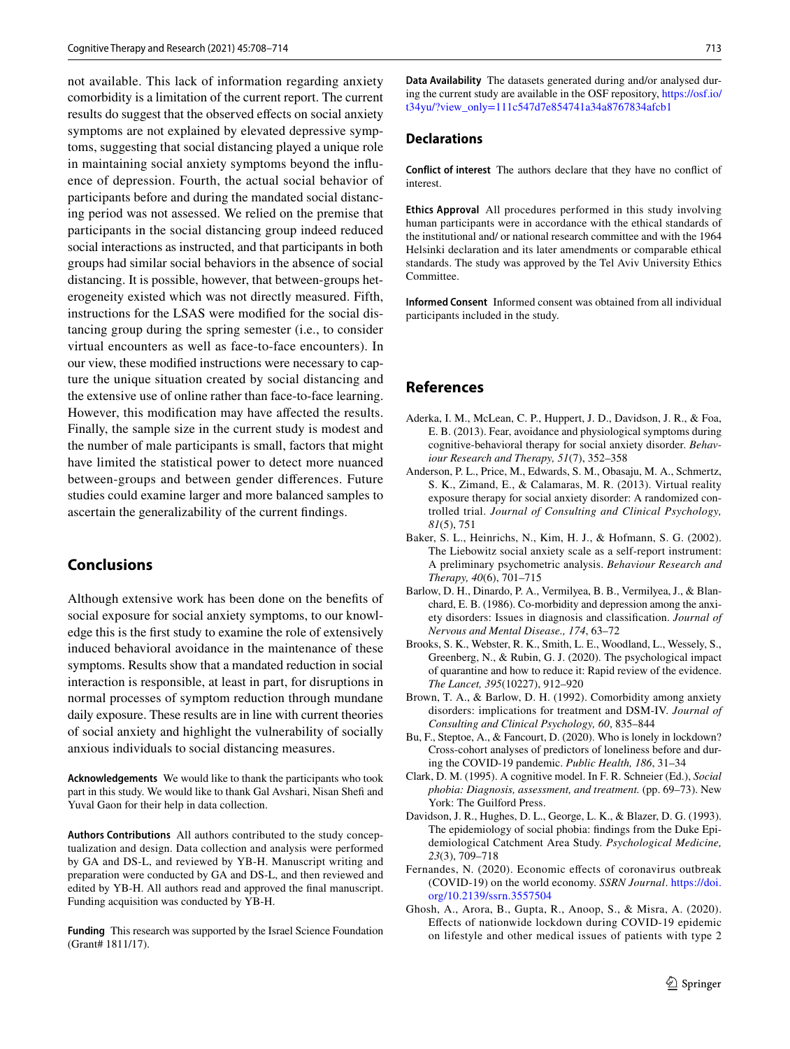not available. This lack of information regarding anxiety comorbidity is a limitation of the current report. The current results do suggest that the observed effects on social anxiety symptoms are not explained by elevated depressive symptoms, suggesting that social distancing played a unique role in maintaining social anxiety symptoms beyond the influence of depression. Fourth, the actual social behavior of participants before and during the mandated social distancing period was not assessed. We relied on the premise that participants in the social distancing group indeed reduced social interactions as instructed, and that participants in both groups had similar social behaviors in the absence of social distancing. It is possible, however, that between-groups heterogeneity existed which was not directly measured. Fifth, instructions for the LSAS were modified for the social distancing group during the spring semester (i.e., to consider virtual encounters as well as face-to-face encounters). In our view, these modified instructions were necessary to capture the unique situation created by social distancing and the extensive use of online rather than face-to-face learning. However, this modification may have affected the results. Finally, the sample size in the current study is modest and the number of male participants is small, factors that might have limited the statistical power to detect more nuanced between-groups and between gender differences. Future studies could examine larger and more balanced samples to ascertain the generalizability of the current findings.

## Conclusions

Although extensive work has been done on the benefits of social exposure for social anxiety symptoms, to our knowledge this is the first study to examine the role of extensively induced behavioral avoidance in the maintenance of these symptoms. Results show that a mandated reduction in social interaction is responsible, at least in part, for disruptions in normal processes of symptom reduction through mundane daily exposure. These results are in line with current theories of social anxiety and highlight the vulnerability of socially anxious individuals to social distancing measures.

**Acknowledgements** We would like to thank the participants who took part in this study. We would like to thank Gal Avshari, Nisan Shefi and Yuval Gaon for their help in data collection.

**Authors Contributions** All authors contributed to the study conceptualization and design. Data collection and analysis were performed by GA and DS-L, and reviewed by YB-H. Manuscript writing and preparation were conducted by GA and DS-L, and then reviewed and edited by YB-H. All authors read and approved the final manuscript. Funding acquisition was conducted by YB-H.

**Funding** This research was supported by the Israel Science Foundation (Grant# 1811/17).

**Data Availability** The datasets generated during and/or analysed during the current study are available in the OSF repository, https://osf.io/t34yu/?view_only=111c547d7e854741a34a8767834afcb1

## Declarations

**Conflict of interest** The authors declare that they have no conflict of interest.

**Ethics Approval** All procedures performed in this study involving human participants were in accordance with the ethical standards of the institutional and/ or national research committee and with the 1964 Helsinki declaration and its later amendments or comparable ethical standards. The study was approved by the Tel Aviv University Ethics Committee.

**Informed Consent** Informed consent was obtained from all individual participants included in the study.

## References

Aderka, I. M., McLean, C. P., Huppert, J. D., Davidson, J. R., & Foa, E. B. (2013). Fear, avoidance and physiological symptoms during cognitive-behavioral therapy for social anxiety disorder. *Behaviour Research and Therapy, 51*(7), 352–358

Anderson, P. L., Price, M., Edwards, S. M., Obasaju, M. A., Schmertz, S. K., Zimand, E., & Calamaras, M. R. (2013). Virtual reality exposure therapy for social anxiety disorder: A randomized controlled trial. *Journal of Consulting and Clinical Psychology, 81*(5), 751

Baker, S. L., Heinrichs, N., Kim, H. J., & Hofmann, S. G. (2002). The Liebowitz social anxiety scale as a self-report instrument: A preliminary psychometric analysis. *Behaviour Research and Therapy, 40*(6), 701–715

Barlow, D. H., Dinardo, P. A., Vermilyea, B. B., Vermilyea, J., & Blanchard, E. B. (1986). Co-morbidity and depression among the anxiety disorders: Issues in diagnosis and classification. *Journal of Nervous and Mental Disease., 174*, 63–72

Brooks, S. K., Webster, R. K., Smith, L. E., Woodland, L., Wessely, S., Greenberg, N., & Rubin, G. J. (2020). The psychological impact of quarantine and how to reduce it: Rapid review of the evidence. *The Lancet, 395*(10227), 912–920

Brown, T. A., & Barlow, D. H. (1992). Comorbidity among anxiety disorders: implications for treatment and DSM-IV. *Journal of Consulting and Clinical Psychology, 60*, 835–844

Bu, F., Steptoe, A., & Fancourt, D. (2020). Who is lonely in lockdown? Cross-cohort analyses of predictors of loneliness before and during the COVID-19 pandemic. *Public Health, 186*, 31–34

Clark, D. M. (1995). A cognitive model. In F. R. Schneier (Ed.), *Social phobia: Diagnosis, assessment, and treatment.* (pp. 69–73). New York: The Guilford Press.

Davidson, J. R., Hughes, D. L., George, L. K., & Blazer, D. G. (1993). The epidemiology of social phobia: findings from the Duke Epidemiological Catchment Area Study. *Psychological Medicine, 23*(3), 709–718

Fernandes, N. (2020). Economic effects of coronavirus outbreak (COVID-19) on the world economy. *SSRN Journal*. https://doi.org/10.2139/ssrn.3557504

Ghosh, A., Arora, B., Gupta, R., Anoop, S., & Misra, A. (2020). Effects of nationwide lockdown during COVID-19 epidemic on lifestyle and other medical issues of patients with type 2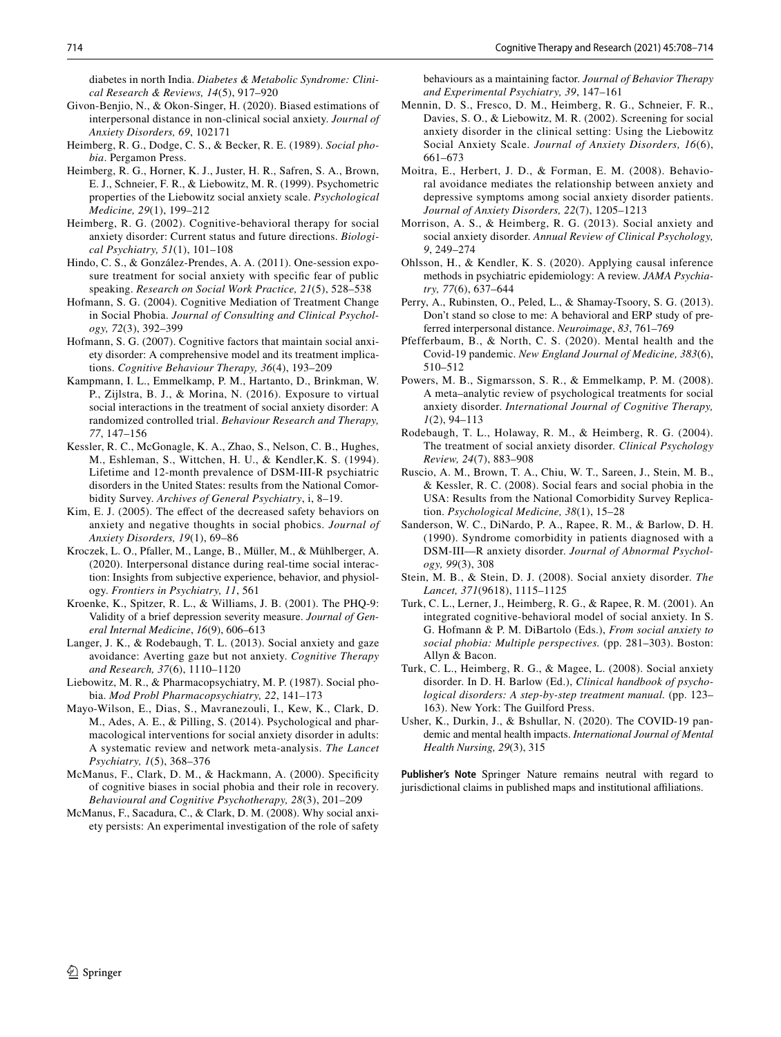diabetes in north India. *Diabetes & Metabolic Syndrome: Clinical Research & Reviews, 14*(5), 917–920

Givon-Benjio, N., & Okon-Singer, H. (2020). Biased estimations of interpersonal distance in non-clinical social anxiety. *Journal of Anxiety Disorders, 69*, 102171

Heimberg, R. G., Dodge, C. S., & Becker, R. E. (1989). *Social phobia*. Pergamon Press.

Heimberg, R. G., Horner, K. J., Juster, H. R., Safren, S. A., Brown, E. J., Schneier, F. R., & Liebowitz, M. R. (1999). Psychometric properties of the Liebowitz social anxiety scale. *Psychological Medicine, 29*(1), 199–212

Heimberg, R. G. (2002). Cognitive-behavioral therapy for social anxiety disorder: Current status and future directions. *Biological Psychiatry, 51*(1), 101–108

Hindo, C. S., & González-Prendes, A. A. (2011). One-session exposure treatment for social anxiety with specific fear of public speaking. *Research on Social Work Practice, 21*(5), 528–538

Hofmann, S. G. (2004). Cognitive Mediation of Treatment Change in Social Phobia. *Journal of Consulting and Clinical Psychology, 72*(3), 392–399

Hofmann, S. G. (2007). Cognitive factors that maintain social anxiety disorder: A comprehensive model and its treatment implications. *Cognitive Behaviour Therapy, 36*(4), 193–209

Kampmann, I. L., Emmelkamp, P. M., Hartanto, D., Brinkman, W. P., Zijlstra, B. J., & Morina, N. (2016). Exposure to virtual social interactions in the treatment of social anxiety disorder: A randomized controlled trial. *Behaviour Research and Therapy, 77*, 147–156

Kessler, R. C., McGonagle, K. A., Zhao, S., Nelson, C. B., Hughes, M., Eshleman, S., Wittchen, H. U., & Kendler,K. S. (1994). Lifetime and 12-month prevalence of DSM-III-R psychiatric disorders in the United States: results from the National Comorbidity Survey. *Archives of General Psychiatry*, i, 8–19.

Kim, E. J. (2005). The effect of the decreased safety behaviors on anxiety and negative thoughts in social phobics. *Journal of Anxiety Disorders, 19*(1), 69–86

Kroczek, L. O., Pfaller, M., Lange, B., Müller, M., & Mühlberger, A. (2020). Interpersonal distance during real-time social interaction: Insights from subjective experience, behavior, and physiology. *Frontiers in Psychiatry, 11*, 561

Kroenke, K., Spitzer, R. L., & Williams, J. B. (2001). The PHQ-9: Validity of a brief depression severity measure. *Journal of General Internal Medicine*, *16*(9), 606–613

Langer, J. K., & Rodebaugh, T. L. (2013). Social anxiety and gaze avoidance: Averting gaze but not anxiety. *Cognitive Therapy and Research, 37*(6), 1110–1120

Liebowitz, M. R., & Pharmacopsychiatry, M. P. (1987). Social phobia. *Mod Probl Pharmacopsychiatry, 22*, 141–173

Mayo-Wilson, E., Dias, S., Mavranezouli, I., Kew, K., Clark, D. M., Ades, A. E., & Pilling, S. (2014). Psychological and pharmacological interventions for social anxiety disorder in adults: A systematic review and network meta-analysis. *The Lancet Psychiatry, 1*(5), 368–376

McManus, F., Clark, D. M., & Hackmann, A. (2000). Specificity of cognitive biases in social phobia and their role in recovery. *Behavioural and Cognitive Psychotherapy, 28*(3), 201–209

McManus, F., Sacadura, C., & Clark, D. M. (2008). Why social anxiety persists: An experimental investigation of the role of safety behaviours as a maintaining factor. *Journal of Behavior Therapy and Experimental Psychiatry, 39*, 147–161

Mennin, D. S., Fresco, D. M., Heimberg, R. G., Schneier, F. R., Davies, S. O., & Liebowitz, M. R. (2002). Screening for social anxiety disorder in the clinical setting: Using the Liebowitz Social Anxiety Scale. *Journal of Anxiety Disorders, 16*(6), 661–673

Moitra, E., Herbert, J. D., & Forman, E. M. (2008). Behavioral avoidance mediates the relationship between anxiety and depressive symptoms among social anxiety disorder patients. *Journal of Anxiety Disorders, 22*(7), 1205–1213

Morrison, A. S., & Heimberg, R. G. (2013). Social anxiety and social anxiety disorder. *Annual Review of Clinical Psychology, 9*, 249–274

Ohlsson, H., & Kendler, K. S. (2020). Applying causal inference methods in psychiatric epidemiology: A review. *JAMA Psychiatry, 77*(6), 637–644

Perry, A., Rubinsten, O., Peled, L., & Shamay-Tsoory, S. G. (2013). Don't stand so close to me: A behavioral and ERP study of preferred interpersonal distance. *Neuroimage*, *83*, 761–769

Pfefferbaum, B., & North, C. S. (2020). Mental health and the Covid-19 pandemic. *New England Journal of Medicine, 383*(6), 510–512

Powers, M. B., Sigmarsson, S. R., & Emmelkamp, P. M. (2008). A meta–analytic review of psychological treatments for social anxiety disorder. *International Journal of Cognitive Therapy, 1*(2), 94–113

Rodebaugh, T. L., Holaway, R. M., & Heimberg, R. G. (2004). The treatment of social anxiety disorder. *Clinical Psychology Review, 24*(7), 883–908

Ruscio, A. M., Brown, T. A., Chiu, W. T., Sareen, J., Stein, M. B., & Kessler, R. C. (2008). Social fears and social phobia in the USA: Results from the National Comorbidity Survey Replication. *Psychological Medicine, 38*(1), 15–28

Sanderson, W. C., DiNardo, P. A., Rapee, R. M., & Barlow, D. H. (1990). Syndrome comorbidity in patients diagnosed with a DSM-III—R anxiety disorder. *Journal of Abnormal Psychology, 99*(3), 308

Stein, M. B., & Stein, D. J. (2008). Social anxiety disorder. *The Lancet, 371*(9618), 1115–1125

Turk, C. L., Lerner, J., Heimberg, R. G., & Rapee, R. M. (2001). An integrated cognitive-behavioral model of social anxiety. In S. G. Hofmann & P. M. DiBartolo (Eds.), *From social anxiety to social phobia: Multiple perspectives.* (pp. 281–303). Boston: Allyn & Bacon.

Turk, C. L., Heimberg, R. G., & Magee, L. (2008). Social anxiety disorder. In D. H. Barlow (Ed.), *Clinical handbook of psychological disorders: A step-by-step treatment manual.* (pp. 123–163). New York: The Guilford Press.

Usher, K., Durkin, J., & Bshullar, N. (2020). The COVID-19 pandemic and mental health impacts. *International Journal of Mental Health Nursing, 29*(3), 315

**Publisher's Note** Springer Nature remains neutral with regard to jurisdictional claims in published maps and institutional affiliations.